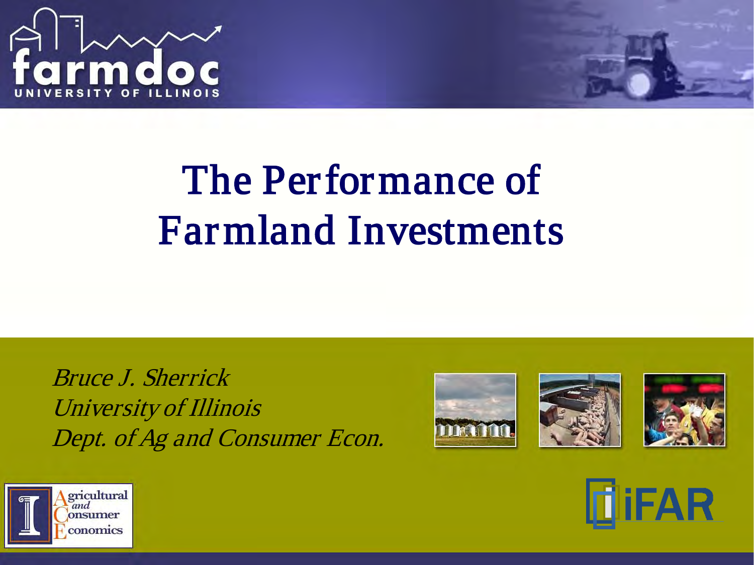# The Performance of Farmland Investments

*Bruce J. Sherrick*
*University of Illinois*
*Dept. of Ag and Consumer Econ.*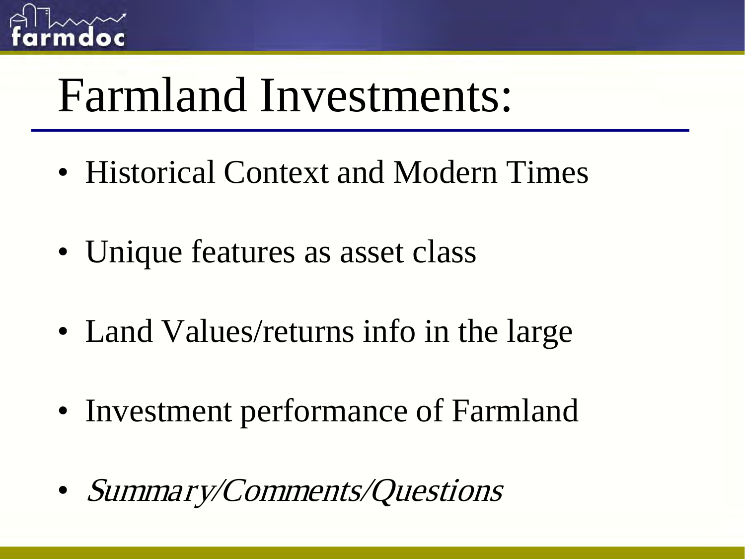# Farmland Investments:

- Historical Context and Modern Times
- Unique features as asset class
- Land Values/returns info in the large
- Investment performance of Farmland
- *Summary/Comments/Questions*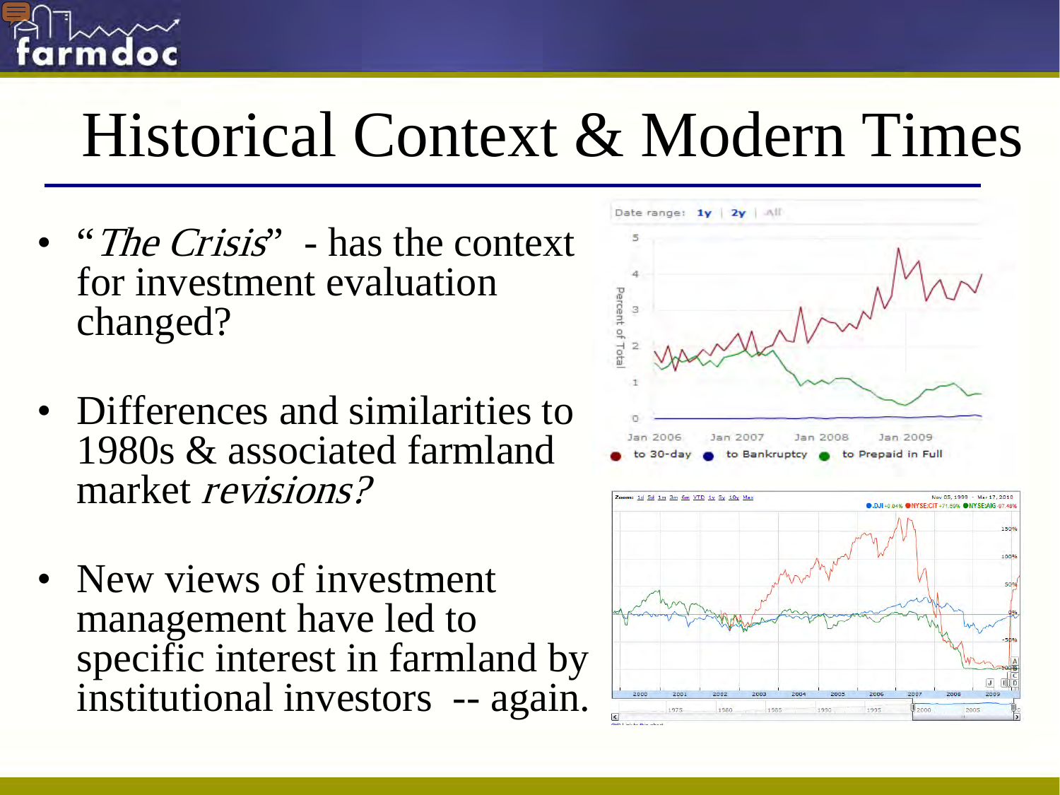# Historical Context & Modern Times

- "*The Crisis*" - has the context for investment evaluation changed?
- Differences and similarities to 1980s & associated farmland market *revisions?*
- New views of investment management have led to specific interest in farmland by institutional investors -- again.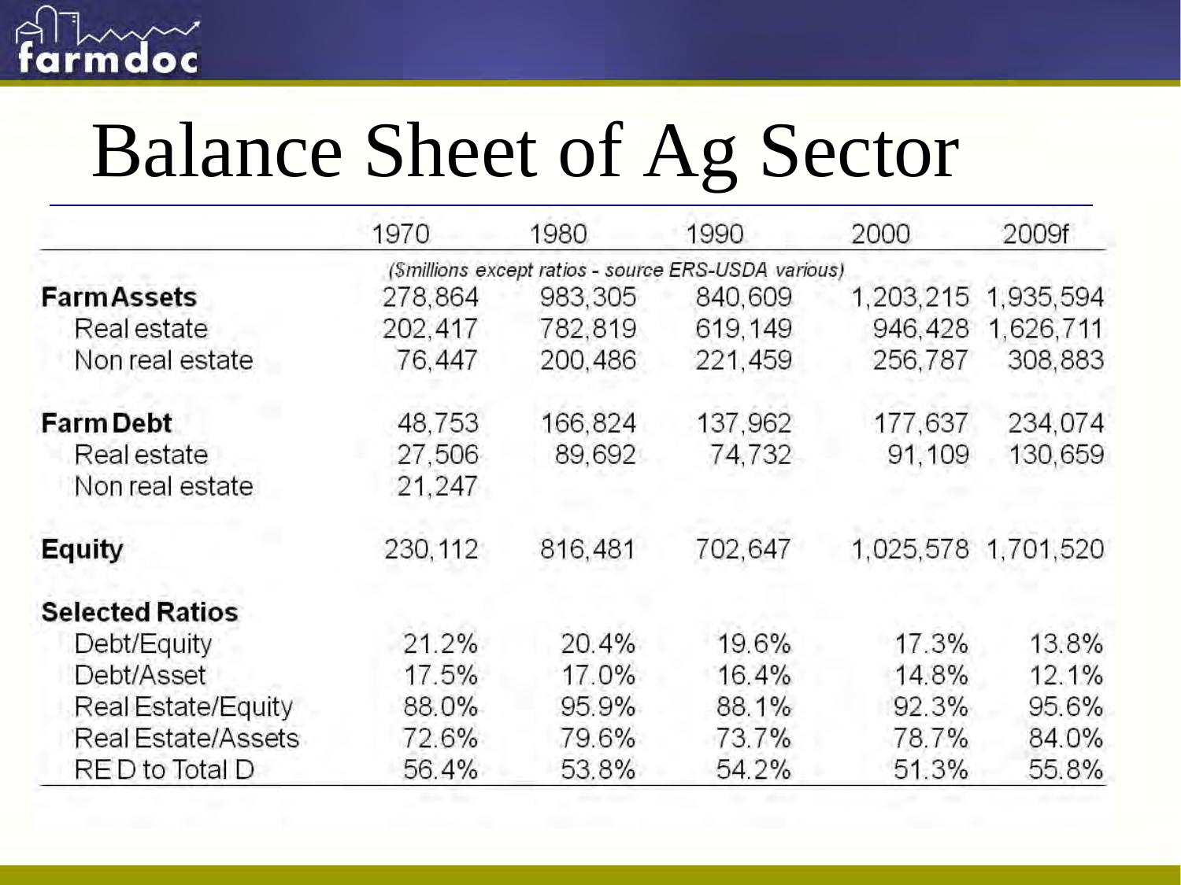# Balance Sheet of Ag Sector

| | 1970 | 1980 | 1990 | 2000 | 2009f |
|---|---|---|---|---|---|
| | *($millions except ratios - source ERS-USDA various)* | | | | |
| **Farm Assets** | 278,864 | 983,305 | 840,609 | 1,203,215 | 1,935,594 |
| Real estate | 202,417 | 782,819 | 619,149 | 946,428 | 1,626,711 |
| Non real estate | 76,447 | 200,486 | 221,459 | 256,787 | 308,883 |
| **Farm Debt** | 48,753 | 166,824 | 137,962 | 177,637 | 234,074 |
| Real estate | 27,506 | 89,692 | 74,732 | 91,109 | 130,659 |
| Non real estate | 21,247 | | | | |
| **Equity** | 230,112 | 816,481 | 702,647 | 1,025,578 | 1,701,520 |
| **Selected Ratios** | | | | | |
| Debt/Equity | 21.2% | 20.4% | 19.6% | 17.3% | 13.8% |
| Debt/Asset | 17.5% | 17.0% | 16.4% | 14.8% | 12.1% |
| Real Estate/Equity | 88.0% | 95.9% | 88.1% | 92.3% | 95.6% |
| Real Estate/Assets | 72.6% | 79.6% | 73.7% | 78.7% | 84.0% |
| RE D to Total D | 56.4% | 53.8% | 54.2% | 51.3% | 55.8% |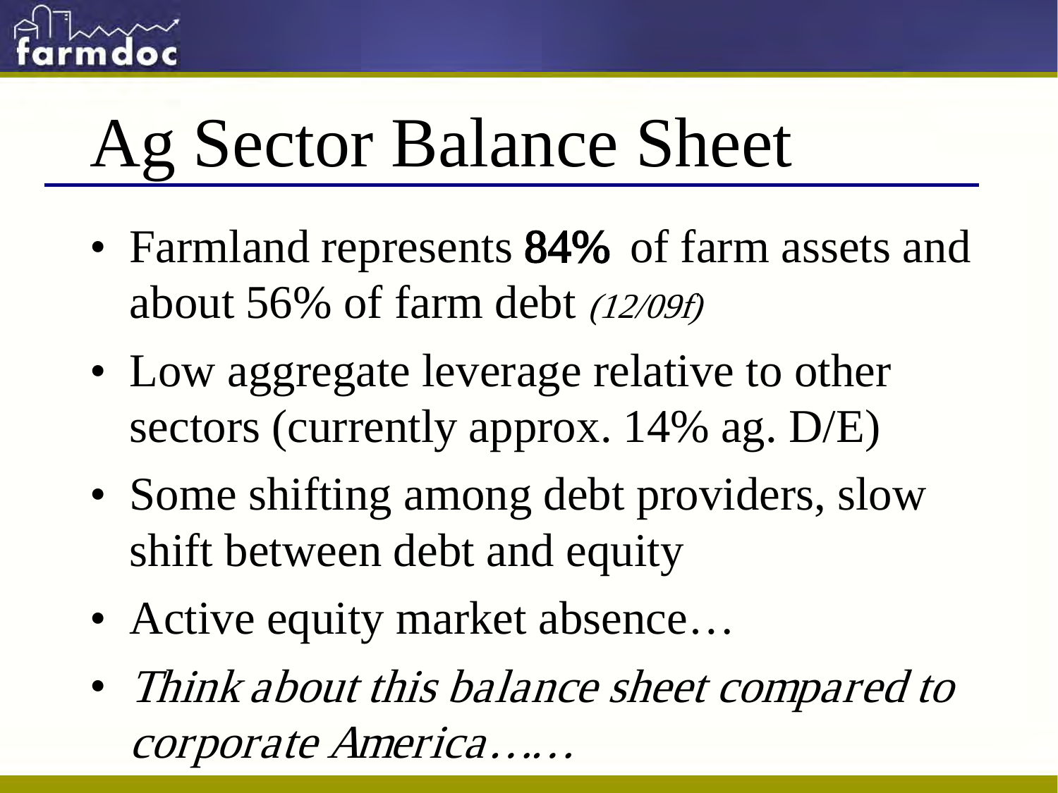# Ag Sector Balance Sheet

- Farmland represents **84%** of farm assets and about 56% of farm debt *(12/09f)*
- Low aggregate leverage relative to other sectors (currently approx. 14% ag. D/E)
- Some shifting among debt providers, slow shift between debt and equity
- Active equity market absence…
- *Think about this balance sheet compared to corporate America……*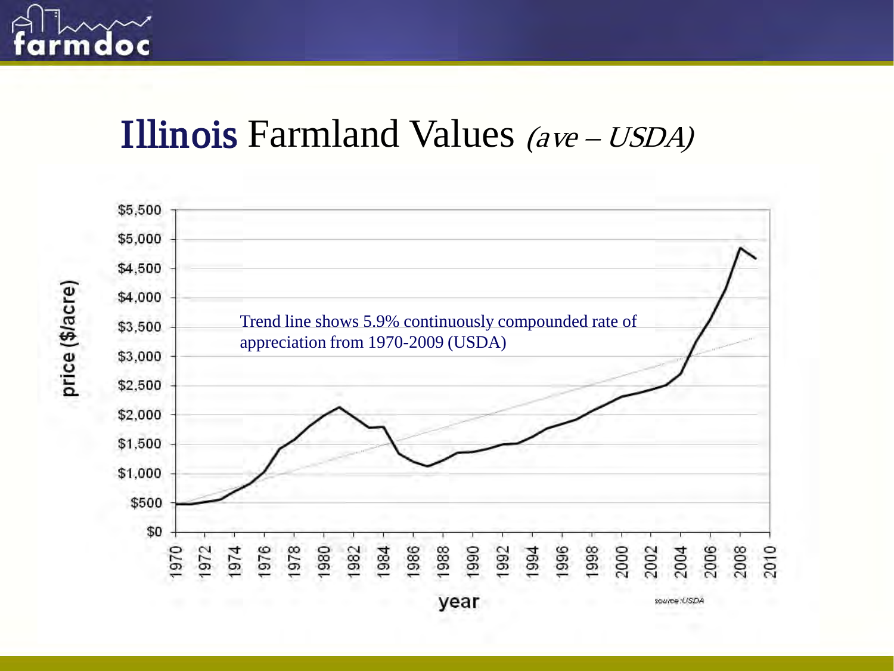# Illinois Farmland Values *(ave – USDA)*

Trend line shows 5.9% continuously compounded rate of appreciation from 1970-2009 (USDA)

price ($/acre)

year

source: USDA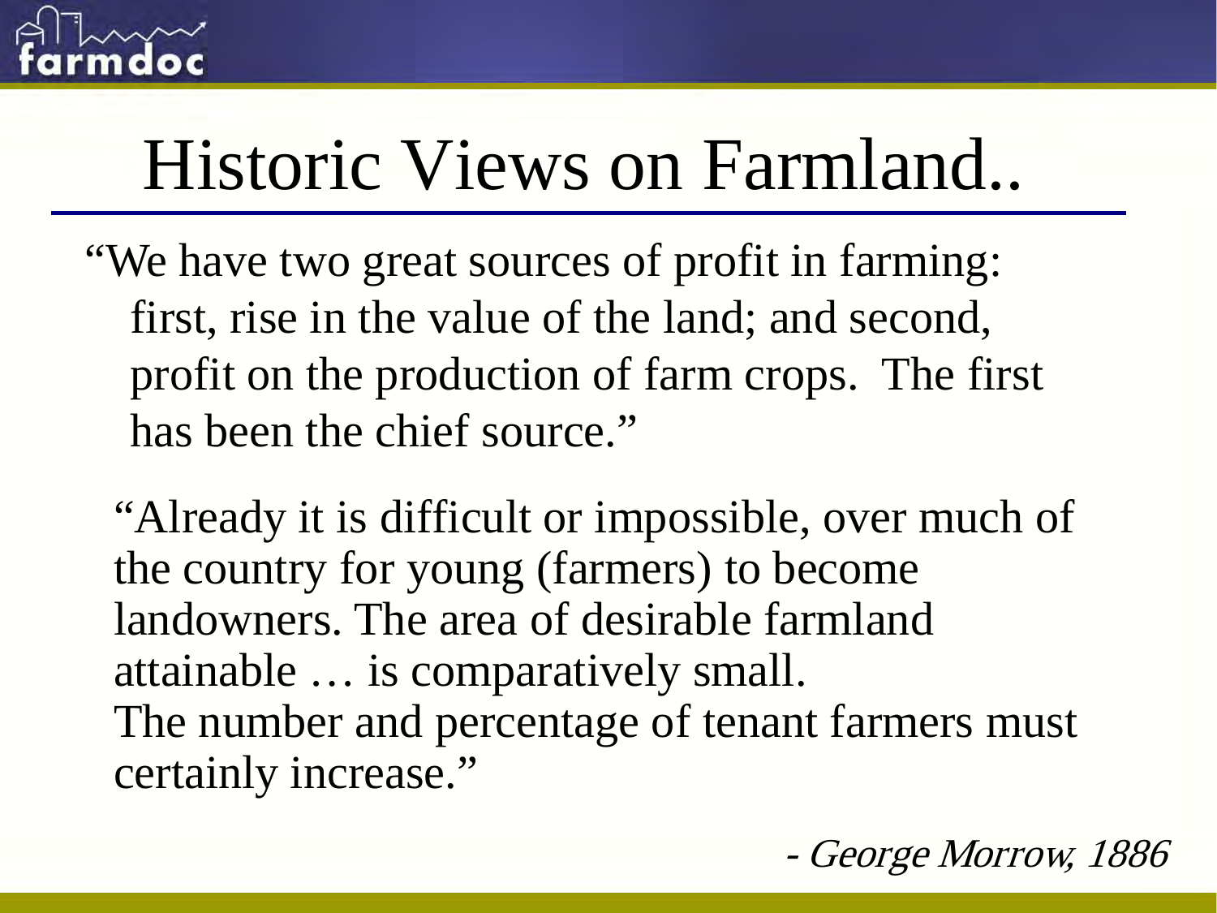# Historic Views on Farmland..

"We have two great sources of profit in farming: first, rise in the value of the land; and second, profit on the production of farm crops. The first has been the chief source."

"Already it is difficult or impossible, over much of the country for young (farmers) to become landowners. The area of desirable farmland attainable … is comparatively small. The number and percentage of tenant farmers must certainly increase."

*- George Morrow, 1886*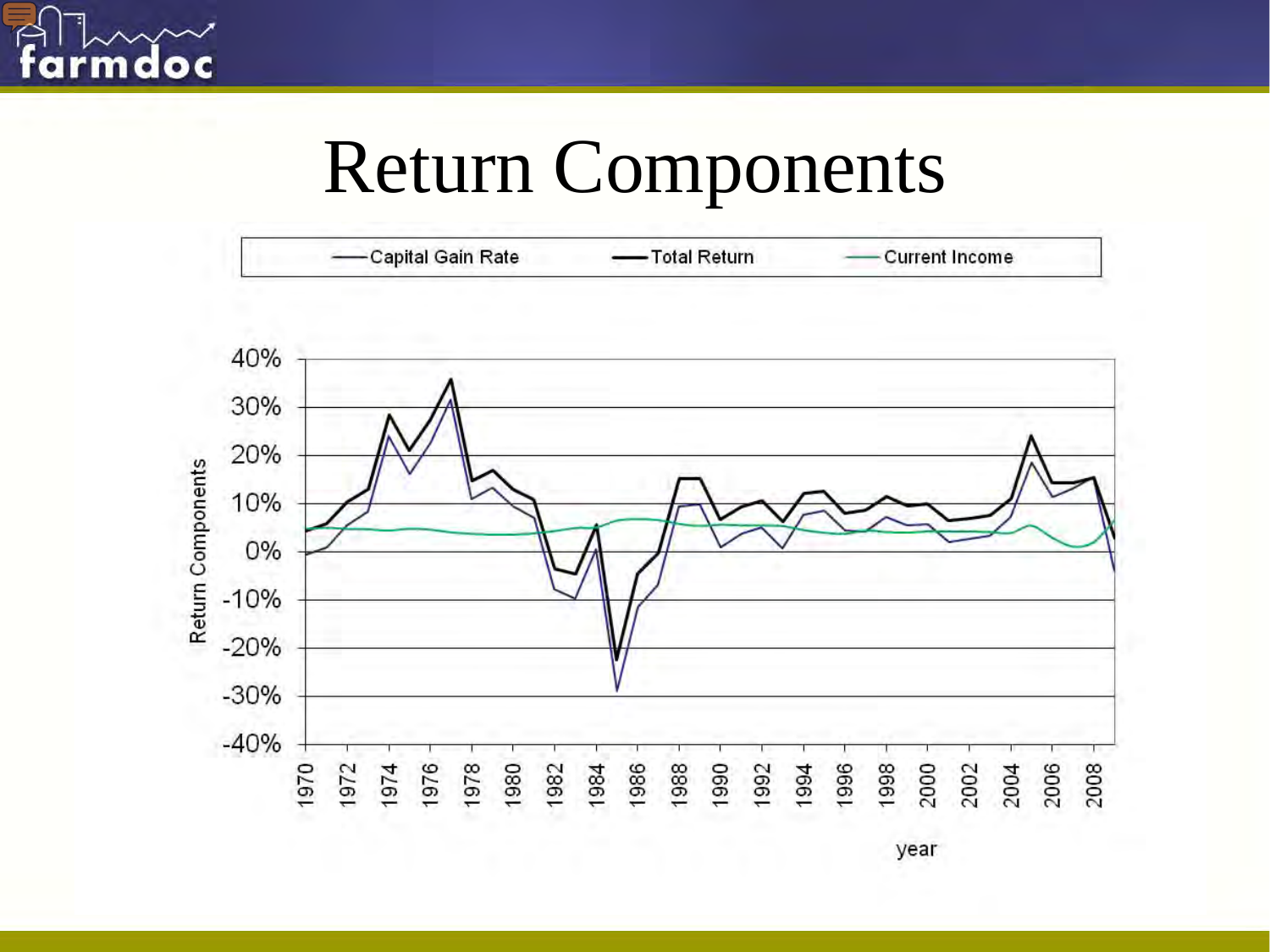# Return Components

Capital Gain Rate — Total Return — Current Income

Return Components

40%
30%
20%
10%
0%
-10%
-20%
-30%
-40%

1970 1972 1974 1976 1978 1980 1982 1984 1986 1988 1990 1992 1994 1996 1998 2000 2002 2004 2006 2008

year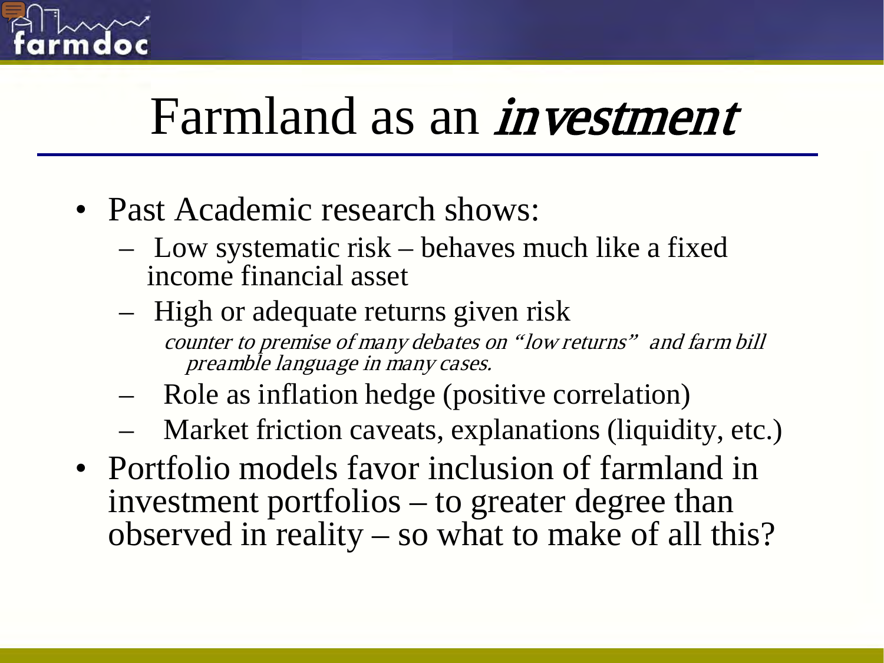# Farmland as an *investment*

- Past Academic research shows:
  - Low systematic risk – behaves much like a fixed income financial asset
  - High or adequate returns given risk
    - *counter to premise of many debates on "low returns" and farm bill preamble language in many cases.*
  - Role as inflation hedge (positive correlation)
  - Market friction caveats, explanations (liquidity, etc.)
- Portfolio models favor inclusion of farmland in investment portfolios – to greater degree than observed in reality – so what to make of all this?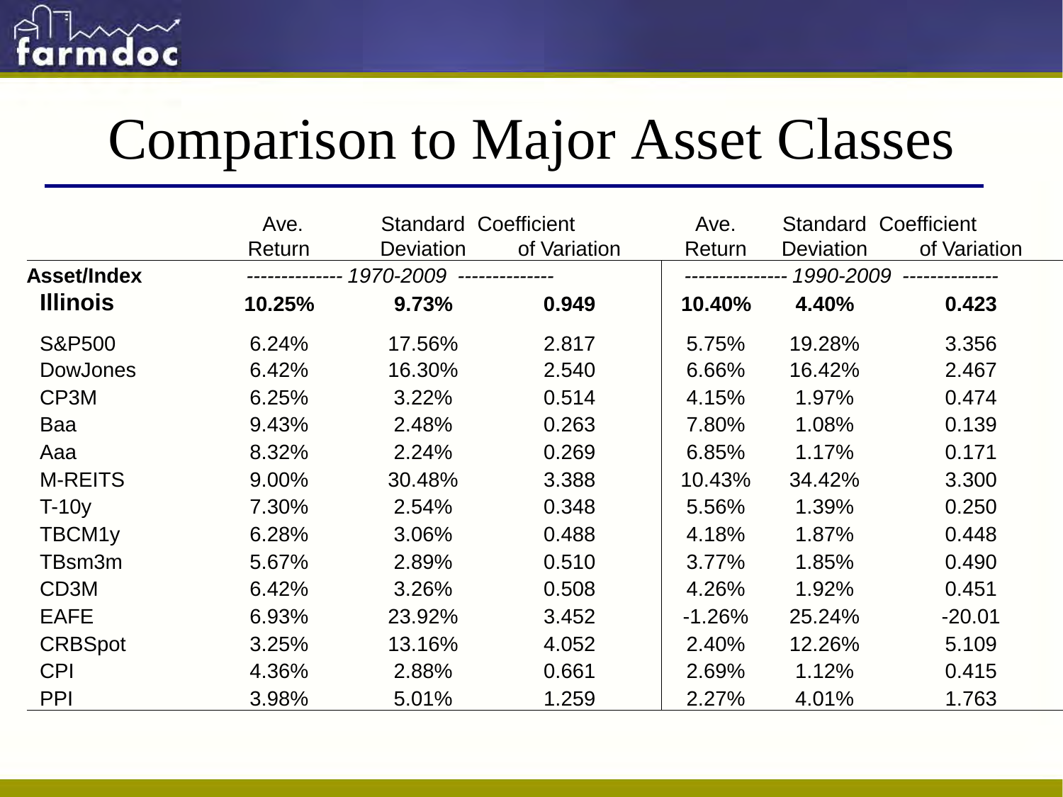# Comparison to Major Asset Classes

| Asset/Index | Ave. Return | Standard Deviation | Coefficient of Variation | Ave. Return | Standard Deviation | Coefficient of Variation |
|---|---|---|---|---|---|---|
| | *1970-2009* | | | *1990-2009* | | |
| **Illinois** | **10.25%** | **9.73%** | **0.949** | **10.40%** | **4.40%** | **0.423** |
| S&P500 | 6.24% | 17.56% | 2.817 | 5.75% | 19.28% | 3.356 |
| DowJones | 6.42% | 16.30% | 2.540 | 6.66% | 16.42% | 2.467 |
| CP3M | 6.25% | 3.22% | 0.514 | 4.15% | 1.97% | 0.474 |
| Baa | 9.43% | 2.48% | 0.263 | 7.80% | 1.08% | 0.139 |
| Aaa | 8.32% | 2.24% | 0.269 | 6.85% | 1.17% | 0.171 |
| M-REITS | 9.00% | 30.48% | 3.388 | 10.43% | 34.42% | 3.300 |
| T-10y | 7.30% | 2.54% | 0.348 | 5.56% | 1.39% | 0.250 |
| TBCM1y | 6.28% | 3.06% | 0.488 | 4.18% | 1.87% | 0.448 |
| TBsm3m | 5.67% | 2.89% | 0.510 | 3.77% | 1.85% | 0.490 |
| CD3M | 6.42% | 3.26% | 0.508 | 4.26% | 1.92% | 0.451 |
| EAFE | 6.93% | 23.92% | 3.452 | -1.26% | 25.24% | -20.01 |
| CRBSpot | 3.25% | 13.16% | 4.052 | 2.40% | 12.26% | 5.109 |
| CPI | 4.36% | 2.88% | 0.661 | 2.69% | 1.12% | 0.415 |
| PPI | 3.98% | 5.01% | 1.259 | 2.27% | 4.01% | 1.763 |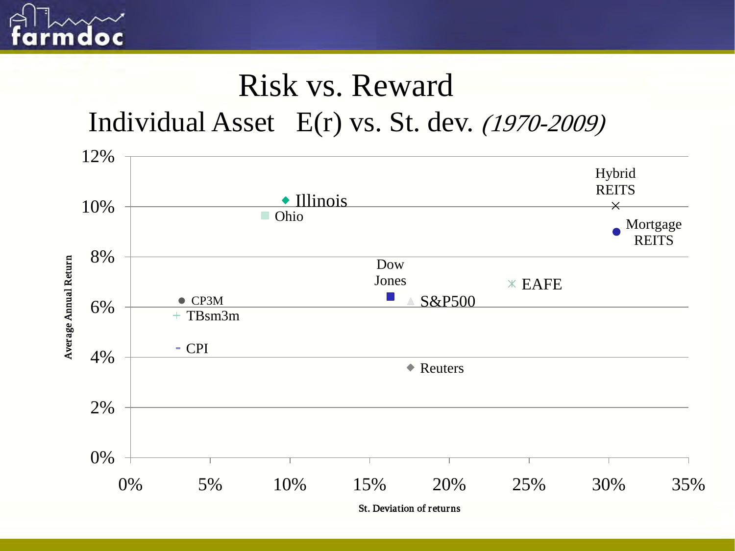# Risk vs. Reward

## Individual Asset E(r) vs. St. dev. *(1970-2009)*

Average Annual Return

12%
10%
8%
6%
4%
2%
0%

Hybrid REITS

Illinois

Ohio

Mortgage REITS

Dow Jones

EAFE

CP3M

S&P500

TBsm3m

CPI

Reuters

0% 5% 10% 15% 20% 25% 30% 35%

St. Deviation of returns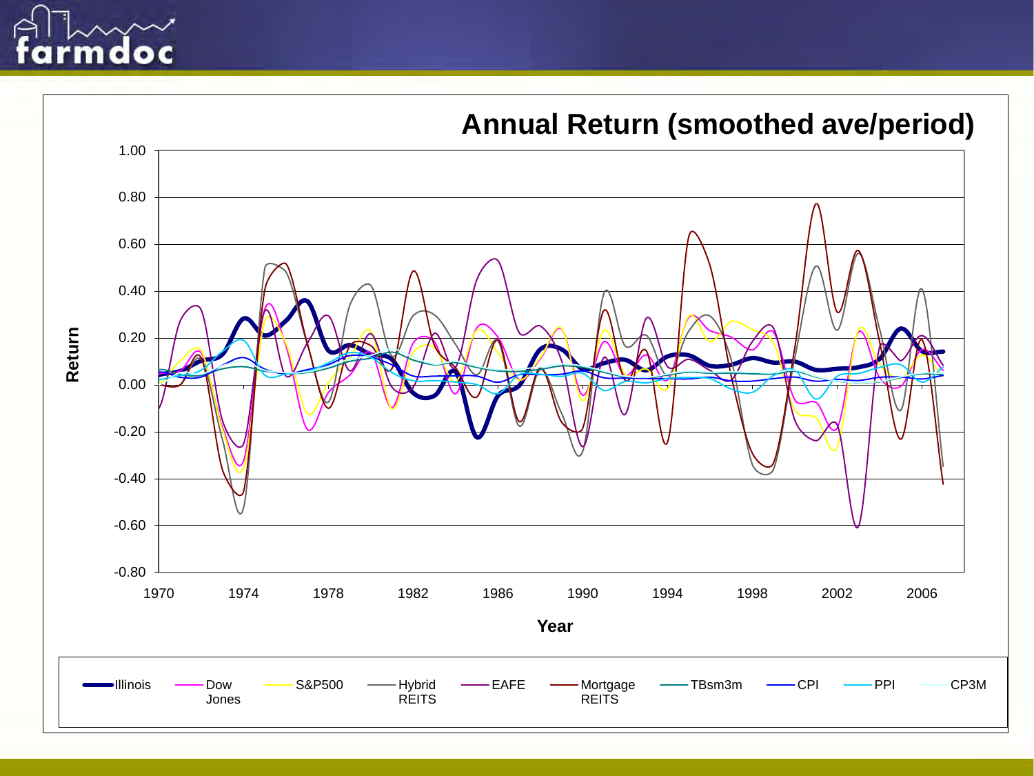## Annual Return (smoothed ave/period)

Return

1.00
0.80
0.60
0.40
0.20
0.00
-0.20
-0.40
-0.60
-0.80

1970 1974 1978 1982 1986 1990 1994 1998 2002 2006

Year

Illinois | Dow Jones | S&P500 | Hybrid REITS | EAFE | Mortgage REITS | TBsm3m | CPI | PPI | CP3M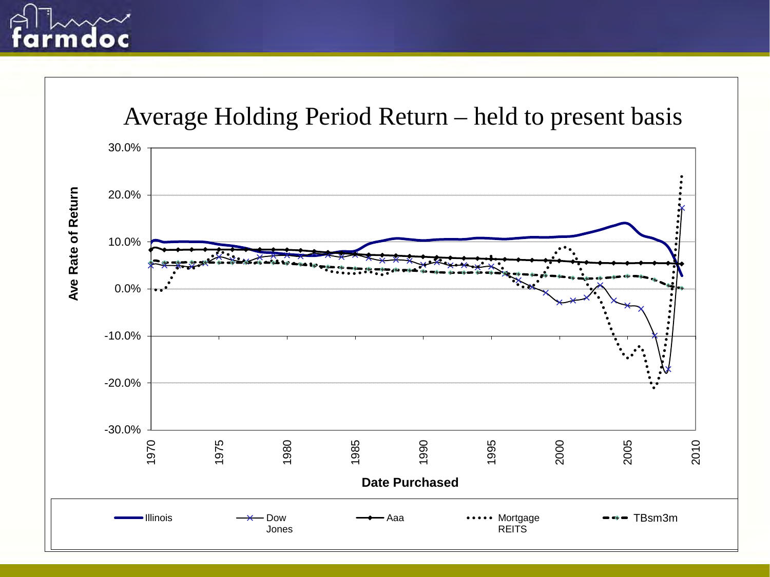# Average Holding Period Return – held to present basis

Ave Rate of Return

30.0%
20.0%
10.0%
0.0%
-10.0%
-20.0%
-30.0%

1970 1975 1980 1985 1990 1995 2000 2005 2010

Date Purchased

Illinois | Dow Jones | Aaa | Mortgage REITS | TBsm3m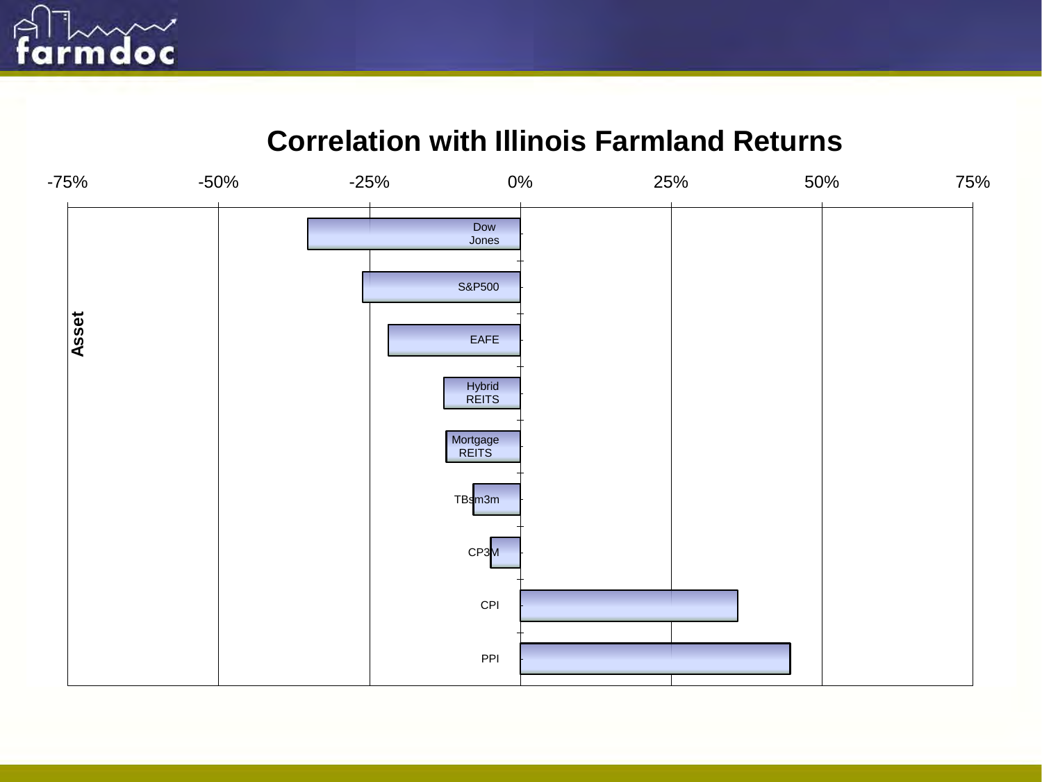# Correlation with Illinois Farmland Returns

-75% -50% -25% 0% 25% 50% 75%

Asset

Dow Jones

S&P500

EAFE

Hybrid REITS

Mortgage REITS

TBsm3m

CP3M

CPI

PPI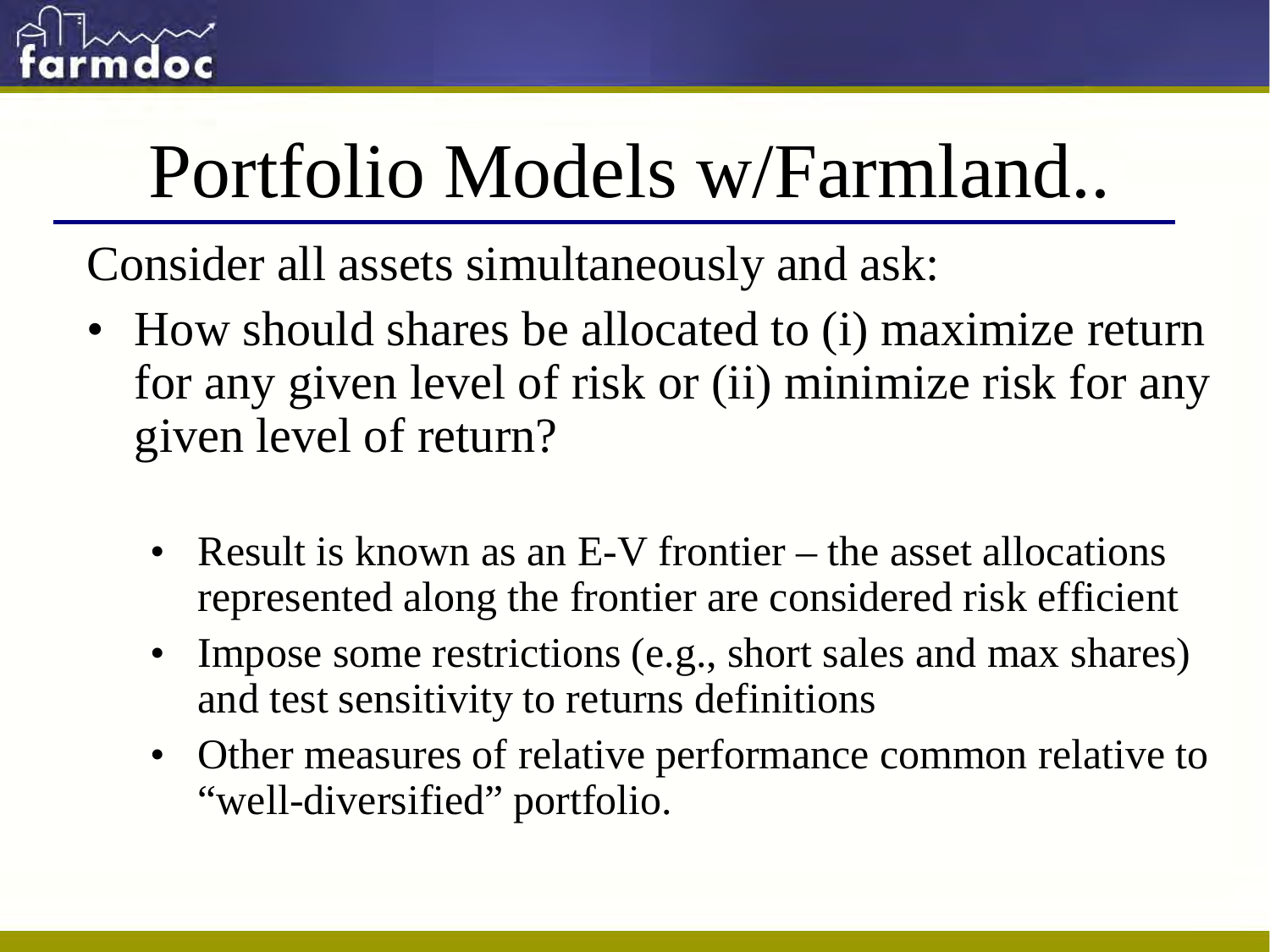# Portfolio Models w/Farmland..

Consider all assets simultaneously and ask:

- How should shares be allocated to (i) maximize return for any given level of risk or (ii) minimize risk for any given level of return?
  - Result is known as an E-V frontier – the asset allocations represented along the frontier are considered risk efficient
  - Impose some restrictions (e.g., short sales and max shares) and test sensitivity to returns definitions
  - Other measures of relative performance common relative to "well-diversified" portfolio.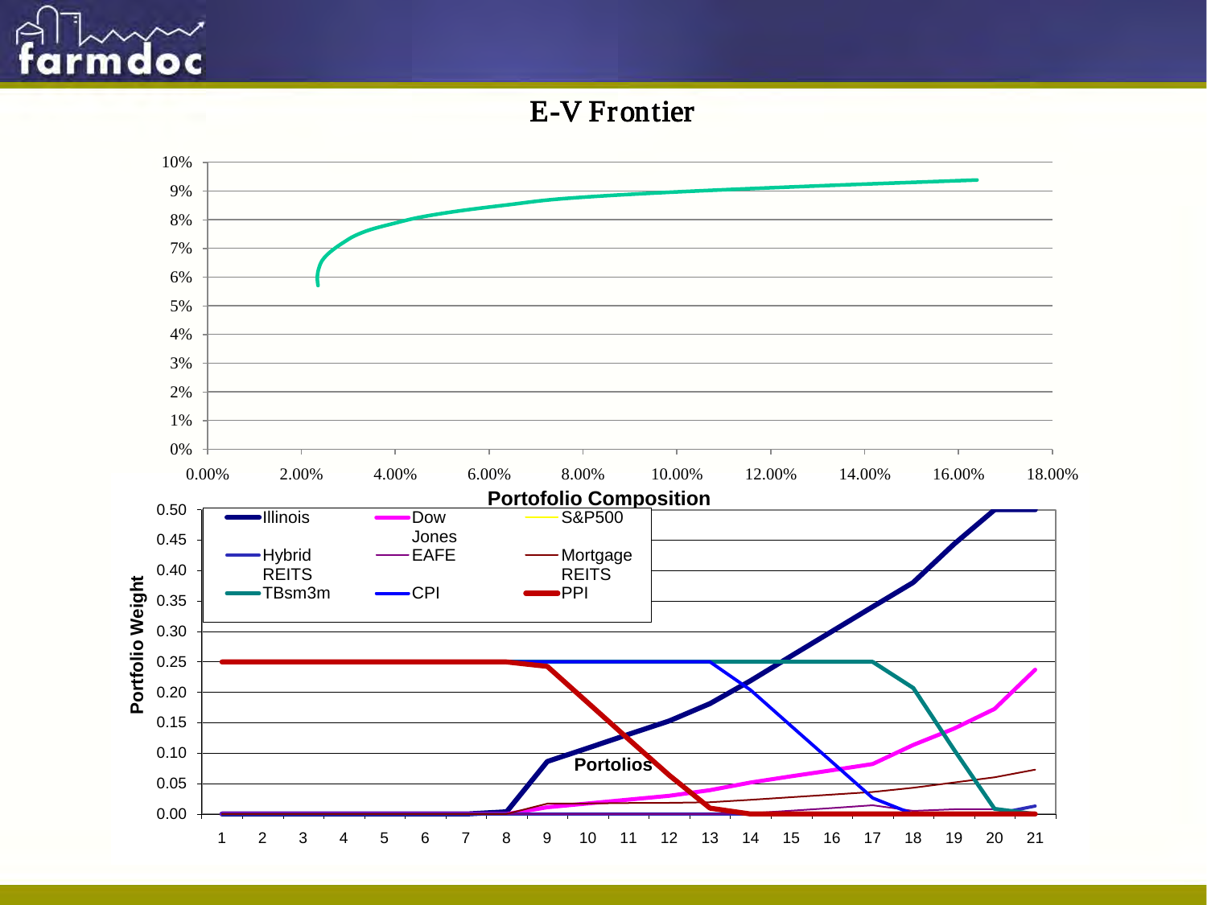# E-V Frontier

**Portofolio Composition**

Legend: Illinois, Dow Jones, S&P500, Hybrid REITS, EAFE, Mortgage REITS, TBsm3m, CPI, PPI

Portfolio Weight

Portolios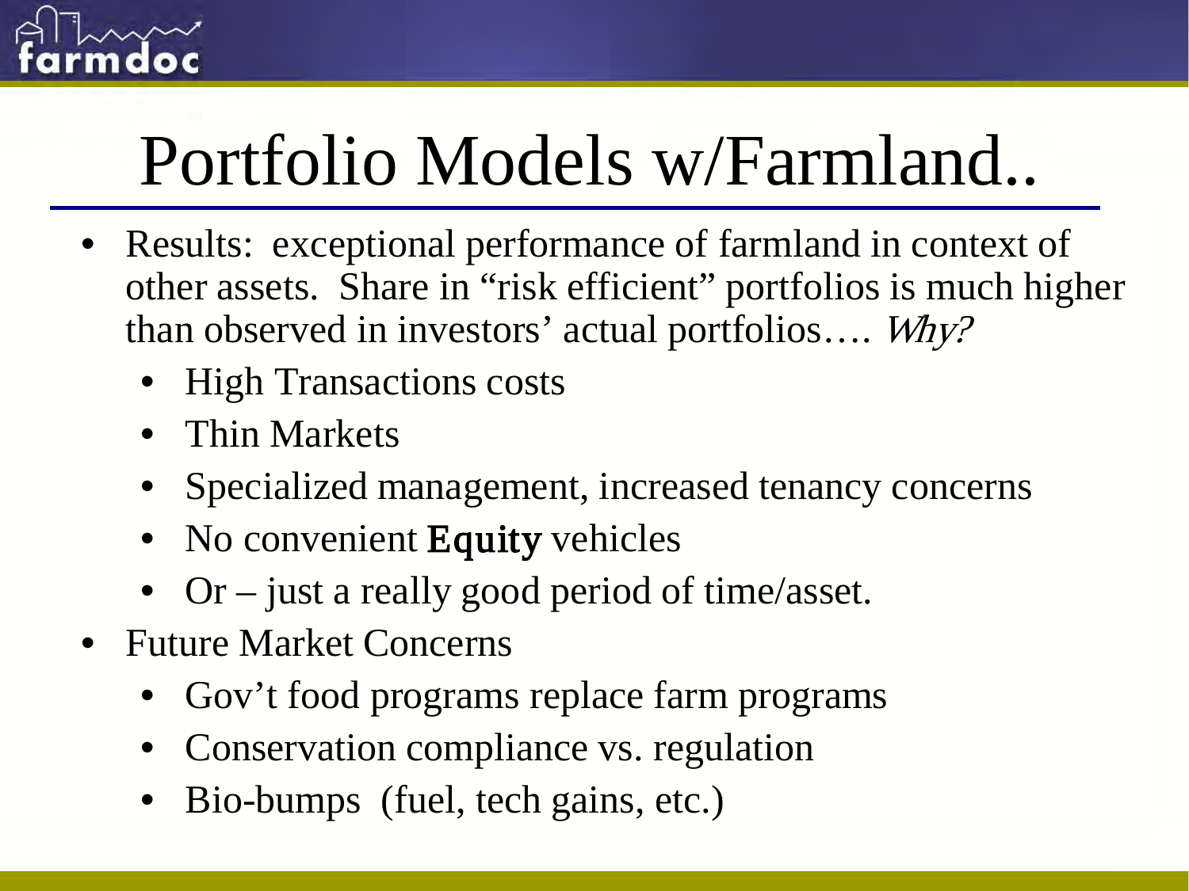# Portfolio Models w/Farmland..

- Results: exceptional performance of farmland in context of other assets. Share in "risk efficient" portfolios is much higher than observed in investors' actual portfolios…. *Why?*
  - High Transactions costs
  - Thin Markets
  - Specialized management, increased tenancy concerns
  - No convenient **Equity** vehicles
  - Or – just a really good period of time/asset.
- Future Market Concerns
  - Gov't food programs replace farm programs
  - Conservation compliance vs. regulation
  - Bio-bumps (fuel, tech gains, etc.)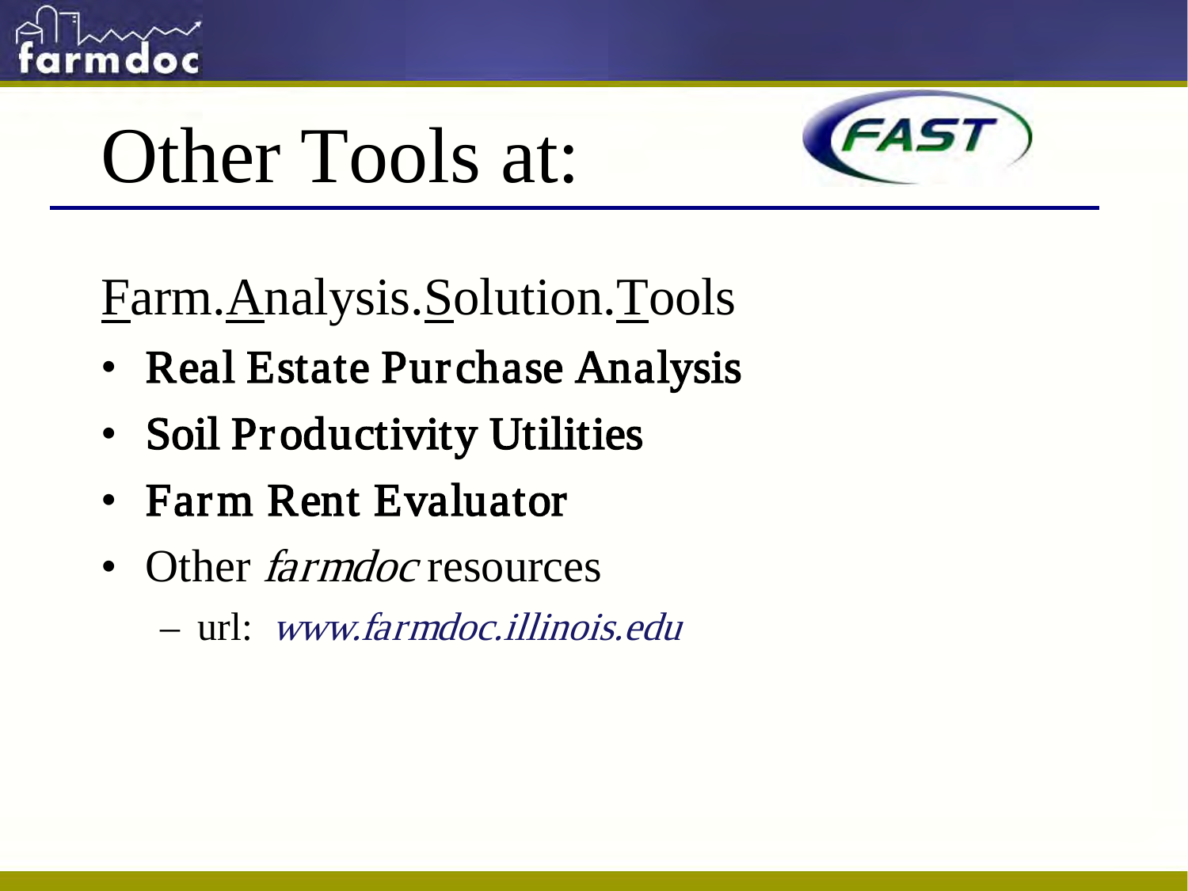# Other Tools at: FAST

Farm.Analysis.Solution.Tools

- **Real Estate Purchase Analysis**
- **Soil Productivity Utilities**
- **Farm Rent Evaluator**
- Other *farmdoc* resources
  - url: *www.farmdoc.illinois.edu*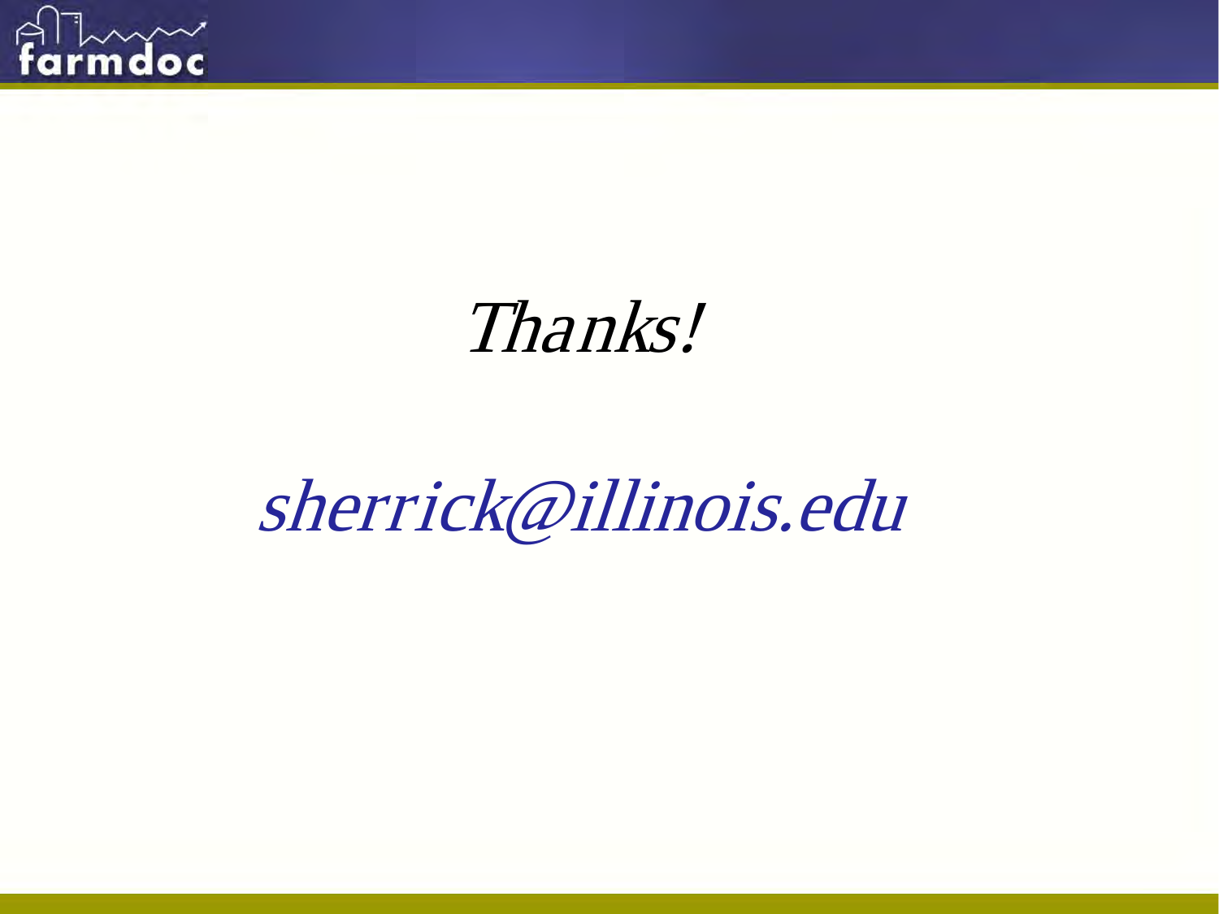*Thanks!*

*sherrick@illinois.edu*